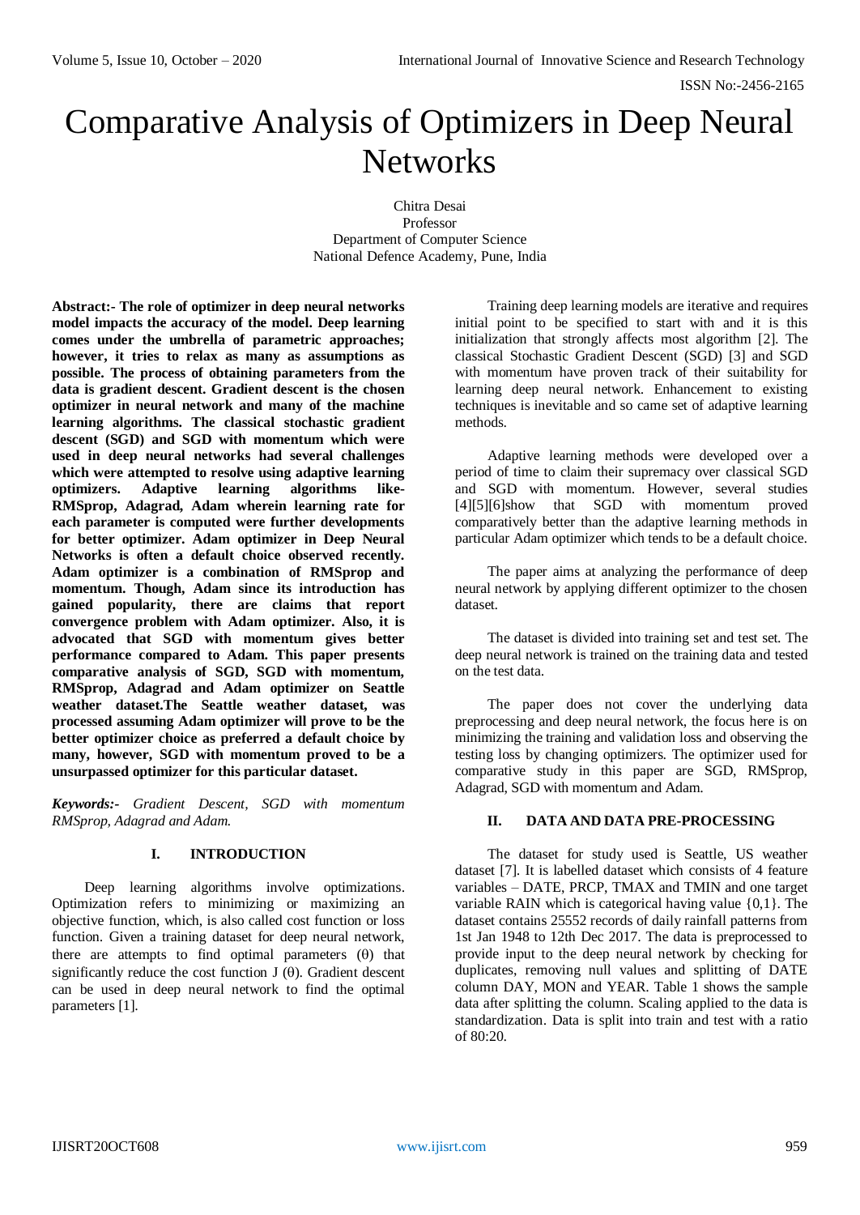# Comparative Analysis of Optimizers in Deep Neural Networks

Chitra Desai
Professor
Department of Computer Science
National Defence Academy, Pune, India

**Abstract:- The role of optimizer in deep neural networks model impacts the accuracy of the model. Deep learning comes under the umbrella of parametric approaches; however, it tries to relax as many as assumptions as possible. The process of obtaining parameters from the data is gradient descent. Gradient descent is the chosen optimizer in neural network and many of the machine learning algorithms. The classical stochastic gradient descent (SGD) and SGD with momentum which were used in deep neural networks had several challenges which were attempted to resolve using adaptive learning optimizers. Adaptive learning algorithms like- RMSprop, Adagrad, Adam wherein learning rate for each parameter is computed were further developments for better optimizer. Adam optimizer in Deep Neural Networks is often a default choice observed recently. Adam optimizer is a combination of RMSprop and momentum. Though, Adam since its introduction has gained popularity, there are claims that report convergence problem with Adam optimizer. Also, it is advocated that SGD with momentum gives better performance compared to Adam. This paper presents comparative analysis of SGD, SGD with momentum, RMSprop, Adagrad and Adam optimizer on Seattle weather dataset.The Seattle weather dataset, was processed assuming Adam optimizer will prove to be the better optimizer choice as preferred a default choice by many, however, SGD with momentum proved to be a unsurpassed optimizer for this particular dataset.**

***Keywords:-*** *Gradient Descent, SGD with momentum RMSprop, Adagrad and Adam.*

## I. INTRODUCTION

Deep learning algorithms involve optimizations. Optimization refers to minimizing or maximizing an objective function, which, is also called cost function or loss function. Given a training dataset for deep neural network, there are attempts to find optimal parameters ($\theta$) that significantly reduce the cost function J ($\theta$). Gradient descent can be used in deep neural network to find the optimal parameters [1].

Training deep learning models are iterative and requires initial point to be specified to start with and it is this initialization that strongly affects most algorithm [2]. The classical Stochastic Gradient Descent (SGD) [3] and SGD with momentum have proven track of their suitability for learning deep neural network. Enhancement to existing techniques is inevitable and so came set of adaptive learning methods.

Adaptive learning methods were developed over a period of time to claim their supremacy over classical SGD and SGD with momentum. However, several studies [4][5][6]show that SGD with momentum proved comparatively better than the adaptive learning methods in particular Adam optimizer which tends to be a default choice.

The paper aims at analyzing the performance of deep neural network by applying different optimizer to the chosen dataset.

The dataset is divided into training set and test set. The deep neural network is trained on the training data and tested on the test data.

The paper does not cover the underlying data preprocessing and deep neural network, the focus here is on minimizing the training and validation loss and observing the testing loss by changing optimizers. The optimizer used for comparative study in this paper are SGD, RMSprop, Adagrad, SGD with momentum and Adam.

## II. DATA AND DATA PRE-PROCESSING

The dataset for study used is Seattle, US weather dataset [7]. It is labelled dataset which consists of 4 feature variables – DATE, PRCP, TMAX and TMIN and one target variable RAIN which is categorical having value {0,1}. The dataset contains 25552 records of daily rainfall patterns from 1st Jan 1948 to 12th Dec 2017. The data is preprocessed to provide input to the deep neural network by checking for duplicates, removing null values and splitting of DATE column DAY, MON and YEAR. Table 1 shows the sample data after splitting the column. Scaling applied to the data is standardization. Data is split into train and test with a ratio of 80:20.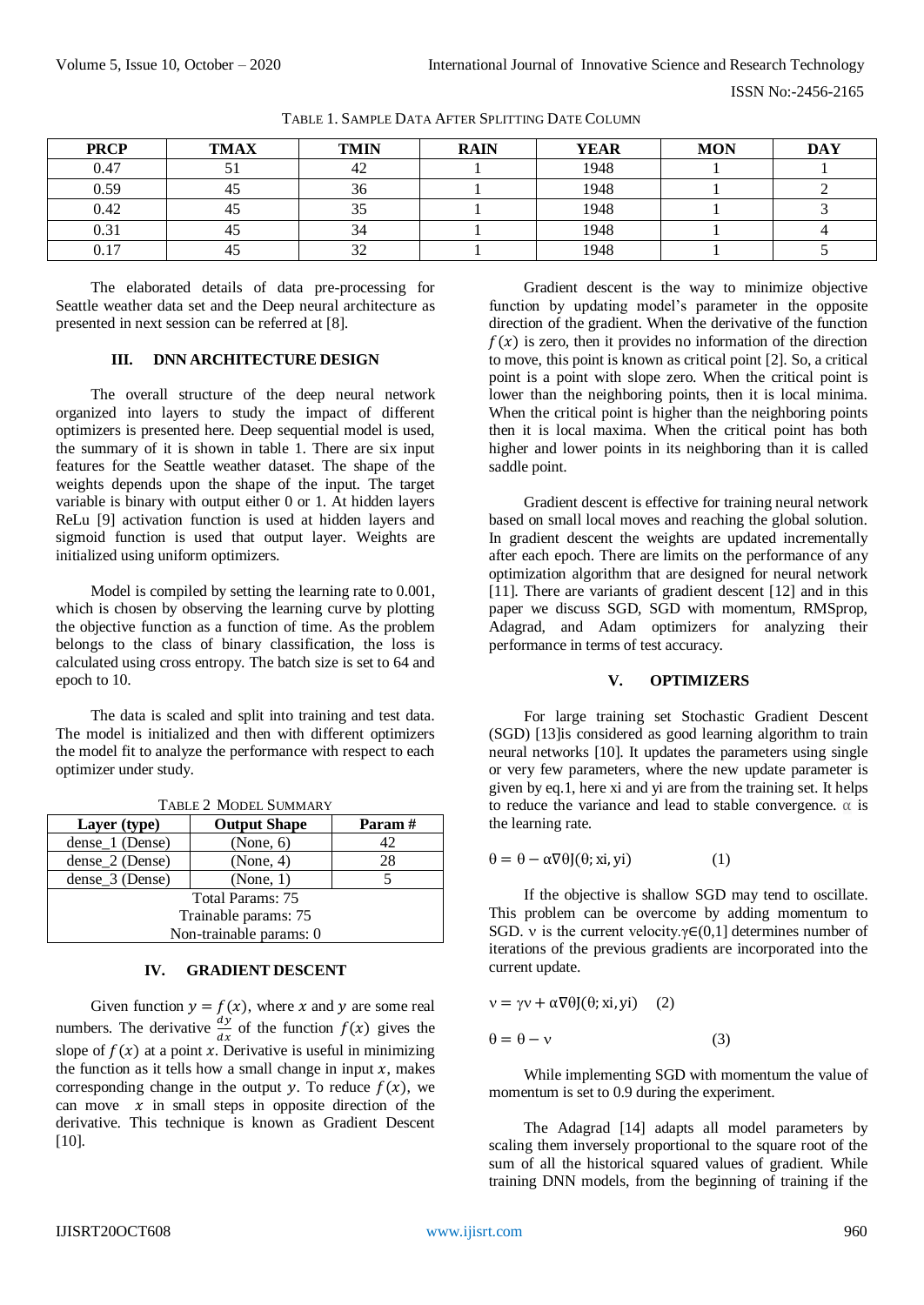TABLE 1. SAMPLE DATA AFTER SPLITTING DATE COLUMN

| PRCP | TMAX | TMIN | RAIN | YEAR | MON | DAY |
|---|---|---|---|---|---|---|
| 0.47 | 51 | 42 | 1 | 1948 | 1 | 1 |
| 0.59 | 45 | 36 | 1 | 1948 | 1 | 2 |
| 0.42 | 45 | 35 | 1 | 1948 | 1 | 3 |
| 0.31 | 45 | 34 | 1 | 1948 | 1 | 4 |
| 0.17 | 45 | 32 | 1 | 1948 | 1 | 5 |

The elaborated details of data pre-processing for Seattle weather data set and the Deep neural architecture as presented in next session can be referred at [8].

## III. DNN ARCHITECTURE DESIGN

The overall structure of the deep neural network organized into layers to study the impact of different optimizers is presented here. Deep sequential model is used, the summary of it is shown in table 1. There are six input features for the Seattle weather dataset. The shape of the weights depends upon the shape of the input. The target variable is binary with output either 0 or 1. At hidden layers ReLu [9] activation function is used at hidden layers and sigmoid function is used that output layer. Weights are initialized using uniform optimizers.

Model is compiled by setting the learning rate to 0.001, which is chosen by observing the learning curve by plotting the objective function as a function of time. As the problem belongs to the class of binary classification, the loss is calculated using cross entropy. The batch size is set to 64 and epoch to 10.

The data is scaled and split into training and test data. The model is initialized and then with different optimizers the model fit to analyze the performance with respect to each optimizer under study.

TABLE 2 MODEL SUMMARY

| Layer (type) | Output Shape | Param # |
|---|---|---|
| dense_1 (Dense) | (None, 6) | 42 |
| dense_2 (Dense) | (None, 4) | 28 |
| dense_3 (Dense) | (None, 1) | 5 |
| Total Params: 75 | | |
| Trainable params: 75 | | |
| Non-trainable params: 0 | | |

## IV. GRADIENT DESCENT

Given function $y = f(x)$, where $x$ and $y$ are some real numbers. The derivative $\frac{dy}{dx}$ of the function $f(x)$ gives the slope of $f(x)$ at a point $x$. Derivative is useful in minimizing the function as it tells how a small change in input $x$, makes corresponding change in the output $y$. To reduce $f(x)$, we can move $x$ in small steps in opposite direction of the derivative. This technique is known as Gradient Descent [10].

Gradient descent is the way to minimize objective function by updating model's parameter in the opposite direction of the gradient. When the derivative of the function $f(x)$ is zero, then it provides no information of the direction to move, this point is known as critical point [2]. So, a critical point is a point with slope zero. When the critical point is lower than the neighboring points, then it is local minima. When the critical point is higher than the neighboring points then it is local maxima. When the critical point has both higher and lower points in its neighboring than it is called saddle point.

Gradient descent is effective for training neural network based on small local moves and reaching the global solution. In gradient descent the weights are updated incrementally after each epoch. There are limits on the performance of any optimization algorithm that are designed for neural network [11]. There are variants of gradient descent [12] and in this paper we discuss SGD, SGD with momentum, RMSprop, Adagrad, and Adam optimizers for analyzing their performance in terms of test accuracy.

## V. OPTIMIZERS

For large training set Stochastic Gradient Descent (SGD) [13]is considered as good learning algorithm to train neural networks [10]. It updates the parameters using single or very few parameters, where the new update parameter is given by eq.1, here xi and yi are from the training set. It helps to reduce the variance and lead to stable convergence. $\alpha$ is the learning rate.

$$\theta = \theta - \alpha \nabla \theta J(\theta; xi, yi) \qquad (1)$$

If the objective is shallow SGD may tend to oscillate. This problem can be overcome by adding momentum to SGD. $v$ is the current velocity. $\gamma \in (0,1]$ determines number of iterations of the previous gradients are incorporated into the current update.

$$v = \gamma v + \alpha \nabla \theta J(\theta; xi, yi) \qquad (2)$$

$$\theta = \theta - v \qquad (3)$$

While implementing SGD with momentum the value of momentum is set to 0.9 during the experiment.

The Adagrad [14] adapts all model parameters by scaling them inversely proportional to the square root of the sum of all the historical squared values of gradient. While training DNN models, from the beginning of training if the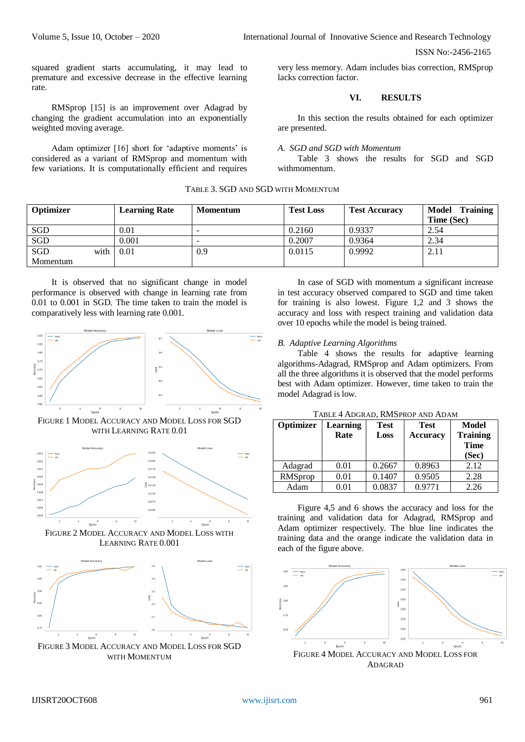squared gradient starts accumulating, it may lead to premature and excessive decrease in the effective learning rate.

RMSprop [15] is an improvement over Adagrad by changing the gradient accumulation into an exponentially weighted moving average.

Adam optimizer [16] short for 'adaptive moments' is considered as a variant of RMSprop and momentum with few variations. It is computationally efficient and requires very less memory. Adam includes bias correction, RMSprop lacks correction factor.

## VI. RESULTS

In this section the results obtained for each optimizer are presented.

### *A. SGD and SGD with Momentum*

Table 3 shows the results for SGD and SGD withmomentum.

TABLE 3. SGD AND SGD WITH MOMENTUM

| Optimizer | Learning Rate | Momentum | Test Loss | Test Accuracy | Model Training Time (Sec) |
|---|---|---|---|---|---|
| SGD | 0.01 | - | 0.2160 | 0.9337 | 2.54 |
| SGD | 0.001 | - | 0.2007 | 0.9364 | 2.34 |
| SGD with Momentum | 0.01 | 0.9 | 0.0115 | 0.9992 | 2.11 |

It is observed that no significant change in model performance is observed with change in learning rate from 0.01 to 0.001 in SGD. The time taken to train the model is comparatively less with learning rate 0.001.

FIGURE 1 MODEL ACCURACY AND MODEL LOSS FOR SGD WITH LEARNING RATE 0.01

FIGURE 2 MODEL ACCURACY AND MODEL LOSS WITH LEARNING RATE 0.001

FIGURE 3 MODEL ACCURACY AND MODEL LOSS FOR SGD WITH MOMENTUM

In case of SGD with momentum a significant increase in test accuracy observed compared to SGD and time taken for training is also lowest. Figure 1,2 and 3 shows the accuracy and loss with respect training and validation data over 10 epochs while the model is being trained.

### *B. Adaptive Learning Algorithms*

Table 4 shows the results for adaptive learning algorithms-Adagrad, RMSprop and Adam optimizers. From all the three algorithms it is observed that the model performs best with Adam optimizer. However, time taken to train the model Adagrad is low.

TABLE 4 ADGRAD, RMSPROP AND ADAM

| Optimizer | Learning Rate | Test Loss | Test Accuracy | Model Training Time (Sec) |
|---|---|---|---|---|
| Adagrad | 0.01 | 0.2667 | 0.8963 | 2.12 |
| RMSprop | 0.01 | 0.1407 | 0.9505 | 2.28 |
| Adam | 0.01 | 0.0837 | 0.9771 | 2.26 |

Figure 4,5 and 6 shows the accuracy and loss for the training and validation data for Adagrad, RMSprop and Adam optimizer respectively. The blue line indicates the training data and the orange indicate the validation data in each of the figure above.

FIGURE 4 MODEL ACCURACY AND MODEL LOSS FOR ADAGRAD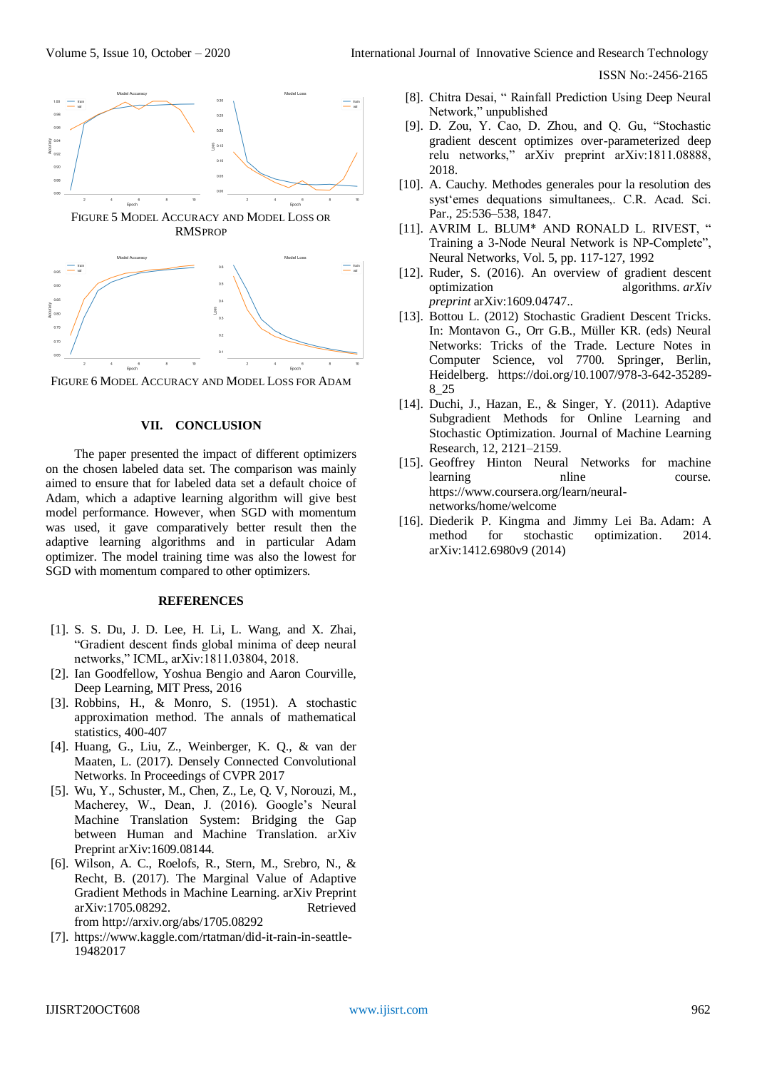Model Accuracy

train
val

Accuracy

Epoch

Model Loss

train
val

Loss

Epoch

FIGURE 5 MODEL ACCURACY AND MODEL LOSS OR RMSPROP

Model Accuracy

train
val

Accuracy

Epoch

Model Loss

train
val

Loss

Epoch

FIGURE 6 MODEL ACCURACY AND MODEL LOSS FOR ADAM

## VII. CONCLUSION

The paper presented the impact of different optimizers on the chosen labeled data set. The comparison was mainly aimed to ensure that for labeled data set a default choice of Adam, which a adaptive learning algorithm will give best model performance. However, when SGD with momentum was used, it gave comparatively better result then the adaptive learning algorithms and in particular Adam optimizer. The model training time was also the lowest for SGD with momentum compared to other optimizers.

## REFERENCES

[1]. S. S. Du, J. D. Lee, H. Li, L. Wang, and X. Zhai, "Gradient descent finds global minima of deep neural networks," ICML, arXiv:1811.03804, 2018.

[2]. Ian Goodfellow, Yoshua Bengio and Aaron Courville, Deep Learning, MIT Press, 2016

[3]. Robbins, H., & Monro, S. (1951). A stochastic approximation method. The annals of mathematical statistics, 400-407

[4]. Huang, G., Liu, Z., Weinberger, K. Q., & van der Maaten, L. (2017). Densely Connected Convolutional Networks. In Proceedings of CVPR 2017

[5]. Wu, Y., Schuster, M., Chen, Z., Le, Q. V, Norouzi, M., Macherey, W., Dean, J. (2016). Google's Neural Machine Translation System: Bridging the Gap between Human and Machine Translation. arXiv Preprint arXiv:1609.08144.

[6]. Wilson, A. C., Roelofs, R., Stern, M., Srebro, N., & Recht, B. (2017). The Marginal Value of Adaptive Gradient Methods in Machine Learning. arXiv Preprint arXiv:1705.08292. Retrieved from http://arxiv.org/abs/1705.08292

[7]. https://www.kaggle.com/rtatman/did-it-rain-in-seattle-19482017

[8]. Chitra Desai, " Rainfall Prediction Using Deep Neural Network," unpublished

[9]. D. Zou, Y. Cao, D. Zhou, and Q. Gu, "Stochastic gradient descent optimizes over-parameterized deep relu networks," arXiv preprint arXiv:1811.08888, 2018.

[10]. A. Cauchy. Methodes generales pour la resolution des syst'emes dequations simultanees,. C.R. Acad. Sci. Par., 25:536–538, 1847.

[11]. AVRIM L. BLUM* AND RONALD L. RIVEST, " Training a 3-Node Neural Network is NP-Complete", Neural Networks, Vol. 5, pp. 117-127, 1992

[12]. Ruder, S. (2016). An overview of gradient descent optimization algorithms. *arXiv preprint* arXiv:1609.04747..

[13]. Bottou L. (2012) Stochastic Gradient Descent Tricks. In: Montavon G., Orr G.B., Müller KR. (eds) Neural Networks: Tricks of the Trade. Lecture Notes in Computer Science, vol 7700. Springer, Berlin, Heidelberg. https://doi.org/10.1007/978-3-642-35289-8_25

[14]. Duchi, J., Hazan, E., & Singer, Y. (2011). Adaptive Subgradient Methods for Online Learning and Stochastic Optimization. Journal of Machine Learning Research, 12, 2121–2159.

[15]. Geoffrey Hinton Neural Networks for machine learning nline course. https://www.coursera.org/learn/neural-networks/home/welcome

[16]. Diederik P. Kingma and Jimmy Lei Ba. Adam: A method for stochastic optimization. 2014. arXiv:1412.6980v9 (2014)